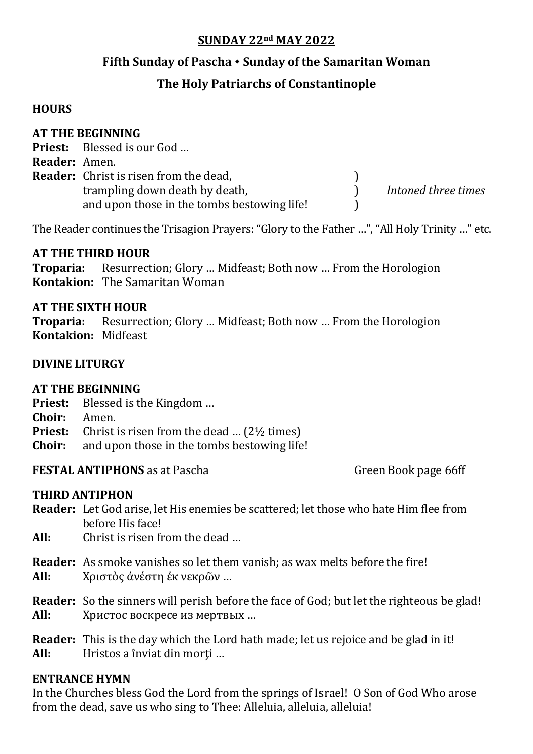**SUNDAY 22nd MAY 2022**

**Fifth Sunday of Pascha • Sunday of the Samaritan Woman**

**The Holy Patriarchs of Constantinople**

## HOURS

### AT THE BEGINNING

**Priest:** Blessed is our God …
**Reader:** Amen.
**Reader:** Christ is risen from the dead, ) 
trampling down death by death, ) *Intoned three times*
and upon those in the tombs bestowing life! )

The Reader continues the Trisagion Prayers: "Glory to the Father …", "All Holy Trinity …" etc.

### AT THE THIRD HOUR

**Troparia:** Resurrection; Glory … Midfeast; Both now … From the Horologion
**Kontakion:** The Samaritan Woman

### AT THE SIXTH HOUR

**Troparia:** Resurrection; Glory … Midfeast; Both now … From the Horologion
**Kontakion:** Midfeast

## DIVINE LITURGY

### AT THE BEGINNING

**Priest:** Blessed is the Kingdom …
**Choir:** Amen.
**Priest:** Christ is risen from the dead … (2½ times)
**Choir:** and upon those in the tombs bestowing life!

**FESTAL ANTIPHONS** as at Pascha Green Book page 66ff

### THIRD ANTIPHON

**Reader:** Let God arise, let His enemies be scattered; let those who hate Him flee from before His face!
**All:** Christ is risen from the dead …

**Reader:** As smoke vanishes so let them vanish; as wax melts before the fire!
**All:** Χριστὸς ἀνέστη ἐκ νεκρῶν …

**Reader:** So the sinners will perish before the face of God; but let the righteous be glad!
**All:** Христос воскресе из мертвых …

**Reader:** This is the day which the Lord hath made; let us rejoice and be glad in it!
**All:** Hristos a înviat din morţi …

### ENTRANCE HYMN

In the Churches bless God the Lord from the springs of Israel! O Son of God Who arose from the dead, save us who sing to Thee: Alleluia, alleluia, alleluia!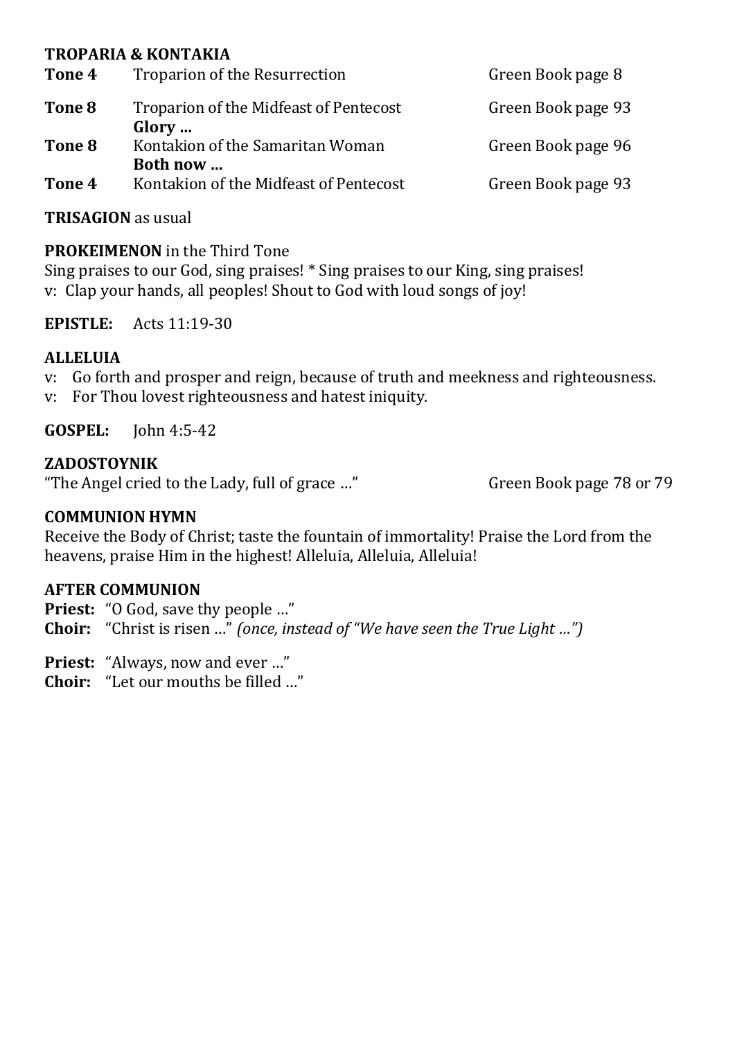**TROPARIA & KONTAKIA**

| | | |
|---|---|---|
| **Tone 4** | Troparion of the Resurrection | Green Book page 8 |
| **Tone 8** | Troparion of the Midfeast of Pentecost | Green Book page 93 |
| | **Glory ...** | |
| **Tone 8** | Kontakion of the Samaritan Woman | Green Book page 96 |
| | **Both now ...** | |
| **Tone 4** | Kontakion of the Midfeast of Pentecost | Green Book page 93 |

**TRISAGION** as usual

**PROKEIMENON** in the Third Tone
Sing praises to our God, sing praises! * Sing praises to our King, sing praises!
v: Clap your hands, all peoples! Shout to God with loud songs of joy!

**EPISTLE:** Acts 11:19-30

**ALLELUIA**
v: Go forth and prosper and reign, because of truth and meekness and righteousness.
v: For Thou lovest righteousness and hatest iniquity.

**GOSPEL:** John 4:5-42

**ZADOSTOYNIK**
"The Angel cried to the Lady, full of grace …" Green Book page 78 or 79

**COMMUNION HYMN**
Receive the Body of Christ; taste the fountain of immortality! Praise the Lord from the heavens, praise Him in the highest! Alleluia, Alleluia, Alleluia!

**AFTER COMMUNION**
**Priest:** "O God, save thy people …"
**Choir:** "Christ is risen …" *(once, instead of "We have seen the True Light …")*

**Priest:** "Always, now and ever …"
**Choir:** "Let our mouths be filled …"